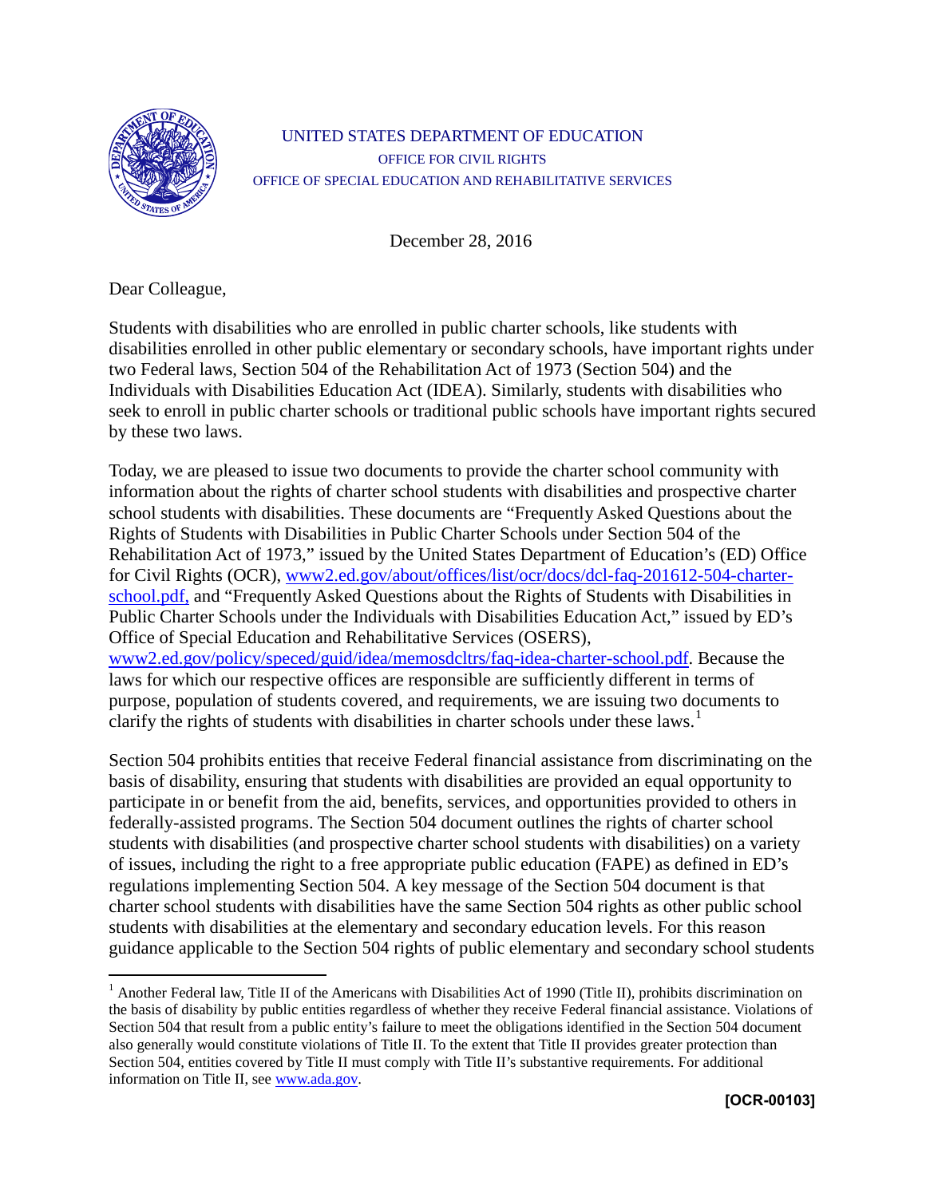UNITED STATES DEPARTMENT OF EDUCATION

OFFICE FOR CIVIL RIGHTS

OFFICE OF SPECIAL EDUCATION AND REHABILITATIVE SERVICES

December 28, 2016

Dear Colleague,

Students with disabilities who are enrolled in public charter schools, like students with disabilities enrolled in other public elementary or secondary schools, have important rights under two Federal laws, Section 504 of the Rehabilitation Act of 1973 (Section 504) and the Individuals with Disabilities Education Act (IDEA). Similarly, students with disabilities who seek to enroll in public charter schools or traditional public schools have important rights secured by these two laws.

Today, we are pleased to issue two documents to provide the charter school community with information about the rights of charter school students with disabilities and prospective charter school students with disabilities. These documents are "Frequently Asked Questions about the Rights of Students with Disabilities in Public Charter Schools under Section 504 of the Rehabilitation Act of 1973," issued by the United States Department of Education's (ED) Office for Civil Rights (OCR), [www2.ed.gov/about/offices/list/ocr/docs/dcl-faq-201612-504-charter-school.pdf,](www2.ed.gov/about/offices/list/ocr/docs/dcl-faq-201612-504-charter-school.pdf) and "Frequently Asked Questions about the Rights of Students with Disabilities in Public Charter Schools under the Individuals with Disabilities Education Act," issued by ED's Office of Special Education and Rehabilitative Services (OSERS), [www2.ed.gov/policy/speced/guid/idea/memosdcltrs/faq-idea-charter-school.pdf](www2.ed.gov/policy/speced/guid/idea/memosdcltrs/faq-idea-charter-school.pdf). Because the laws for which our respective offices are responsible are sufficiently different in terms of purpose, population of students covered, and requirements, we are issuing two documents to clarify the rights of students with disabilities in charter schools under these laws.[1]

Section 504 prohibits entities that receive Federal financial assistance from discriminating on the basis of disability, ensuring that students with disabilities are provided an equal opportunity to participate in or benefit from the aid, benefits, services, and opportunities provided to others in federally-assisted programs. The Section 504 document outlines the rights of charter school students with disabilities (and prospective charter school students with disabilities) on a variety of issues, including the right to a free appropriate public education (FAPE) as defined in ED's regulations implementing Section 504. A key message of the Section 504 document is that charter school students with disabilities have the same Section 504 rights as other public school students with disabilities at the elementary and secondary education levels. For this reason guidance applicable to the Section 504 rights of public elementary and secondary school students

[1] Another Federal law, Title II of the Americans with Disabilities Act of 1990 (Title II), prohibits discrimination on the basis of disability by public entities regardless of whether they receive Federal financial assistance. Violations of Section 504 that result from a public entity's failure to meet the obligations identified in the Section 504 document also generally would constitute violations of Title II. To the extent that Title II provides greater protection than Section 504, entities covered by Title II must comply with Title II's substantive requirements. For additional information on Title II, see [www.ada.gov](www.ada.gov).

**[OCR-00103]**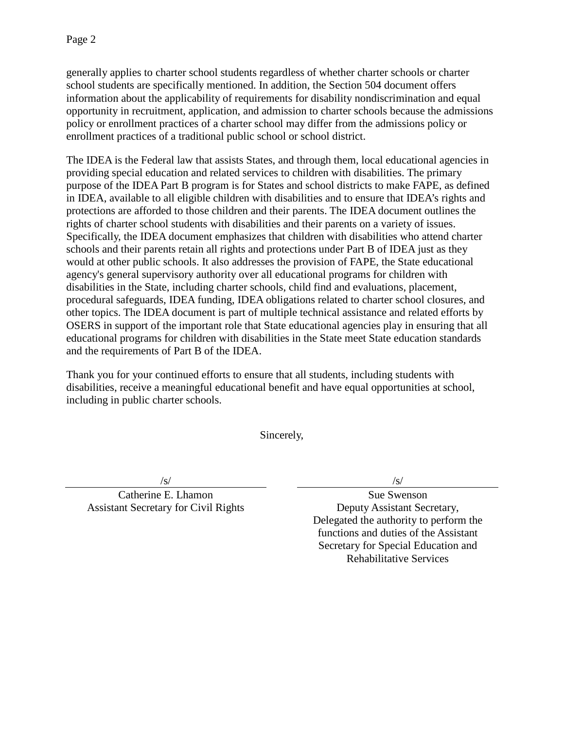generally applies to charter school students regardless of whether charter schools or charter school students are specifically mentioned. In addition, the Section 504 document offers information about the applicability of requirements for disability nondiscrimination and equal opportunity in recruitment, application, and admission to charter schools because the admissions policy or enrollment practices of a charter school may differ from the admissions policy or enrollment practices of a traditional public school or school district.

The IDEA is the Federal law that assists States, and through them, local educational agencies in providing special education and related services to children with disabilities. The primary purpose of the IDEA Part B program is for States and school districts to make FAPE, as defined in IDEA, available to all eligible children with disabilities and to ensure that IDEA's rights and protections are afforded to those children and their parents. The IDEA document outlines the rights of charter school students with disabilities and their parents on a variety of issues. Specifically, the IDEA document emphasizes that children with disabilities who attend charter schools and their parents retain all rights and protections under Part B of IDEA just as they would at other public schools. It also addresses the provision of FAPE, the State educational agency's general supervisory authority over all educational programs for children with disabilities in the State, including charter schools, child find and evaluations, placement, procedural safeguards, IDEA funding, IDEA obligations related to charter school closures, and other topics. The IDEA document is part of multiple technical assistance and related efforts by OSERS in support of the important role that State educational agencies play in ensuring that all educational programs for children with disabilities in the State meet State education standards and the requirements of Part B of the IDEA.

Thank you for your continued efforts to ensure that all students, including students with disabilities, receive a meaningful educational benefit and have equal opportunities at school, including in public charter schools.

Sincerely,

/s/

Catherine E. Lhamon
Assistant Secretary for Civil Rights

/s/

Sue Swenson
Deputy Assistant Secretary,
Delegated the authority to perform the functions and duties of the Assistant Secretary for Special Education and Rehabilitative Services